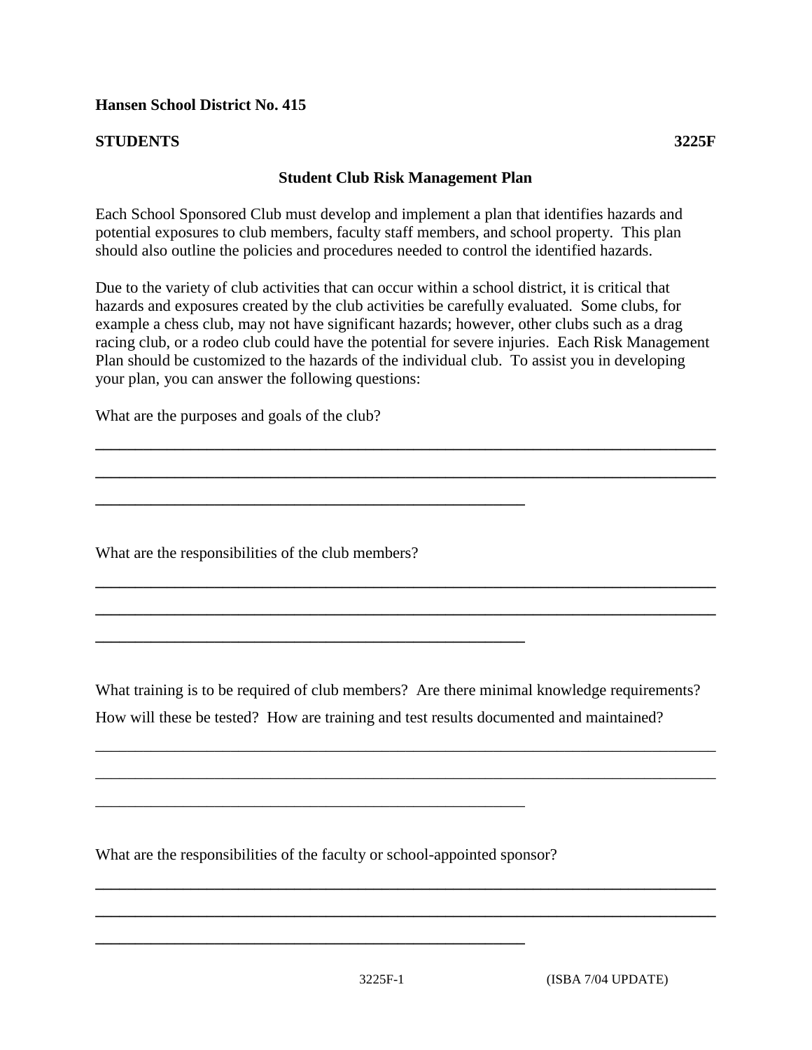**Hansen School District No. 415**

**STUDENTS** **3225F**

**Student Club Risk Management Plan**

Each School Sponsored Club must develop and implement a plan that identifies hazards and potential exposures to club members, faculty staff members, and school property. This plan should also outline the policies and procedures needed to control the identified hazards.

Due to the variety of club activities that can occur within a school district, it is critical that hazards and exposures created by the club activities be carefully evaluated. Some clubs, for example a chess club, may not have significant hazards; however, other clubs such as a drag racing club, or a rodeo club could have the potential for severe injuries. Each Risk Management Plan should be customized to the hazards of the individual club. To assist you in developing your plan, you can answer the following questions:

What are the purposes and goals of the club?

\_\_\_\_\_\_\_\_\_\_\_\_\_\_\_\_\_\_\_\_\_\_\_\_\_\_\_\_\_\_\_\_\_\_\_\_\_\_\_\_\_\_\_\_\_\_\_\_\_\_\_\_\_\_\_\_\_\_\_\_\_\_\_\_\_\_\_\_\_\_\_\_\_\_\_\_

\_\_\_\_\_\_\_\_\_\_\_\_\_\_\_\_\_\_\_\_\_\_\_\_\_\_\_\_\_\_\_\_\_\_\_\_\_\_\_\_\_\_\_\_\_\_\_\_\_\_\_\_\_\_\_\_\_\_\_\_\_\_\_\_\_\_\_\_\_\_\_\_\_\_\_\_

\_\_\_\_\_\_\_\_\_\_\_\_\_\_\_\_\_\_\_\_\_\_\_\_\_\_\_\_\_\_\_\_\_\_\_\_\_\_\_\_\_\_\_\_\_\_\_\_\_\_\_\_

What are the responsibilities of the club members?

\_\_\_\_\_\_\_\_\_\_\_\_\_\_\_\_\_\_\_\_\_\_\_\_\_\_\_\_\_\_\_\_\_\_\_\_\_\_\_\_\_\_\_\_\_\_\_\_\_\_\_\_\_\_\_\_\_\_\_\_\_\_\_\_\_\_\_\_\_\_\_\_\_\_\_\_

\_\_\_\_\_\_\_\_\_\_\_\_\_\_\_\_\_\_\_\_\_\_\_\_\_\_\_\_\_\_\_\_\_\_\_\_\_\_\_\_\_\_\_\_\_\_\_\_\_\_\_\_\_\_\_\_\_\_\_\_\_\_\_\_\_\_\_\_\_\_\_\_\_\_\_\_

\_\_\_\_\_\_\_\_\_\_\_\_\_\_\_\_\_\_\_\_\_\_\_\_\_\_\_\_\_\_\_\_\_\_\_\_\_\_\_\_\_\_\_\_\_\_\_\_\_\_\_\_

What training is to be required of club members? Are there minimal knowledge requirements? How will these be tested? How are training and test results documented and maintained?

\_\_\_\_\_\_\_\_\_\_\_\_\_\_\_\_\_\_\_\_\_\_\_\_\_\_\_\_\_\_\_\_\_\_\_\_\_\_\_\_\_\_\_\_\_\_\_\_\_\_\_\_\_\_\_\_\_\_\_\_\_\_\_\_\_\_\_\_\_\_\_\_\_\_\_\_

\_\_\_\_\_\_\_\_\_\_\_\_\_\_\_\_\_\_\_\_\_\_\_\_\_\_\_\_\_\_\_\_\_\_\_\_\_\_\_\_\_\_\_\_\_\_\_\_\_\_\_\_\_\_\_\_\_\_\_\_\_\_\_\_\_\_\_\_\_\_\_\_\_\_\_\_

\_\_\_\_\_\_\_\_\_\_\_\_\_\_\_\_\_\_\_\_\_\_\_\_\_\_\_\_\_\_\_\_\_\_\_\_\_\_\_\_\_\_\_\_\_\_\_\_\_\_\_\_

What are the responsibilities of the faculty or school-appointed sponsor?

\_\_\_\_\_\_\_\_\_\_\_\_\_\_\_\_\_\_\_\_\_\_\_\_\_\_\_\_\_\_\_\_\_\_\_\_\_\_\_\_\_\_\_\_\_\_\_\_\_\_\_\_\_\_\_\_\_\_\_\_\_\_\_\_\_\_\_\_\_\_\_\_\_\_\_\_

\_\_\_\_\_\_\_\_\_\_\_\_\_\_\_\_\_\_\_\_\_\_\_\_\_\_\_\_\_\_\_\_\_\_\_\_\_\_\_\_\_\_\_\_\_\_\_\_\_\_\_\_\_\_\_\_\_\_\_\_\_\_\_\_\_\_\_\_\_\_\_\_\_\_\_\_

\_\_\_\_\_\_\_\_\_\_\_\_\_\_\_\_\_\_\_\_\_\_\_\_\_\_\_\_\_\_\_\_\_\_\_\_\_\_\_\_\_\_\_\_\_\_\_\_\_\_\_\_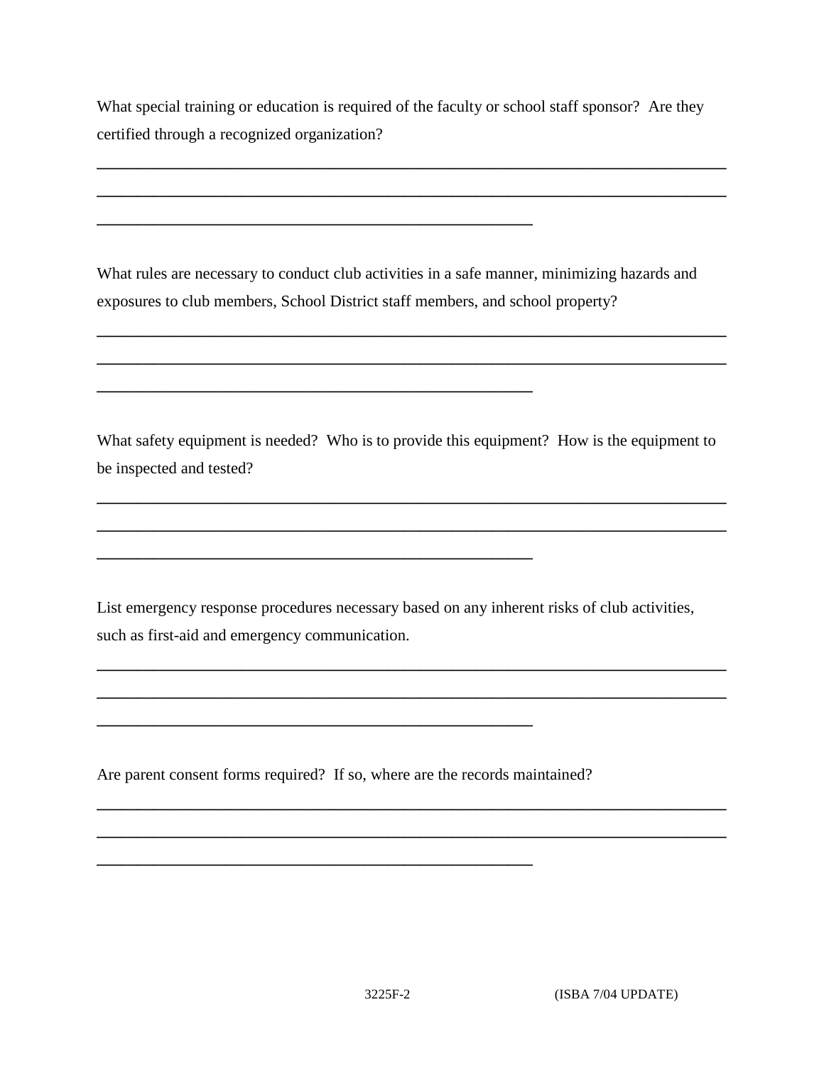What special training or education is required of the faculty or school staff sponsor? Are they certified through a recognized organization?

______________________________________________________________________________
______________________________________________________________________________
____________________________________________________

What rules are necessary to conduct club activities in a safe manner, minimizing hazards and exposures to club members, School District staff members, and school property?

______________________________________________________________________________
______________________________________________________________________________
____________________________________________________

What safety equipment is needed? Who is to provide this equipment? How is the equipment to be inspected and tested?

______________________________________________________________________________
______________________________________________________________________________
____________________________________________________

List emergency response procedures necessary based on any inherent risks of club activities, such as first-aid and emergency communication.

______________________________________________________________________________
______________________________________________________________________________
____________________________________________________

Are parent consent forms required? If so, where are the records maintained?

______________________________________________________________________________
______________________________________________________________________________
____________________________________________________

3225F-2 (ISBA 7/04 UPDATE)